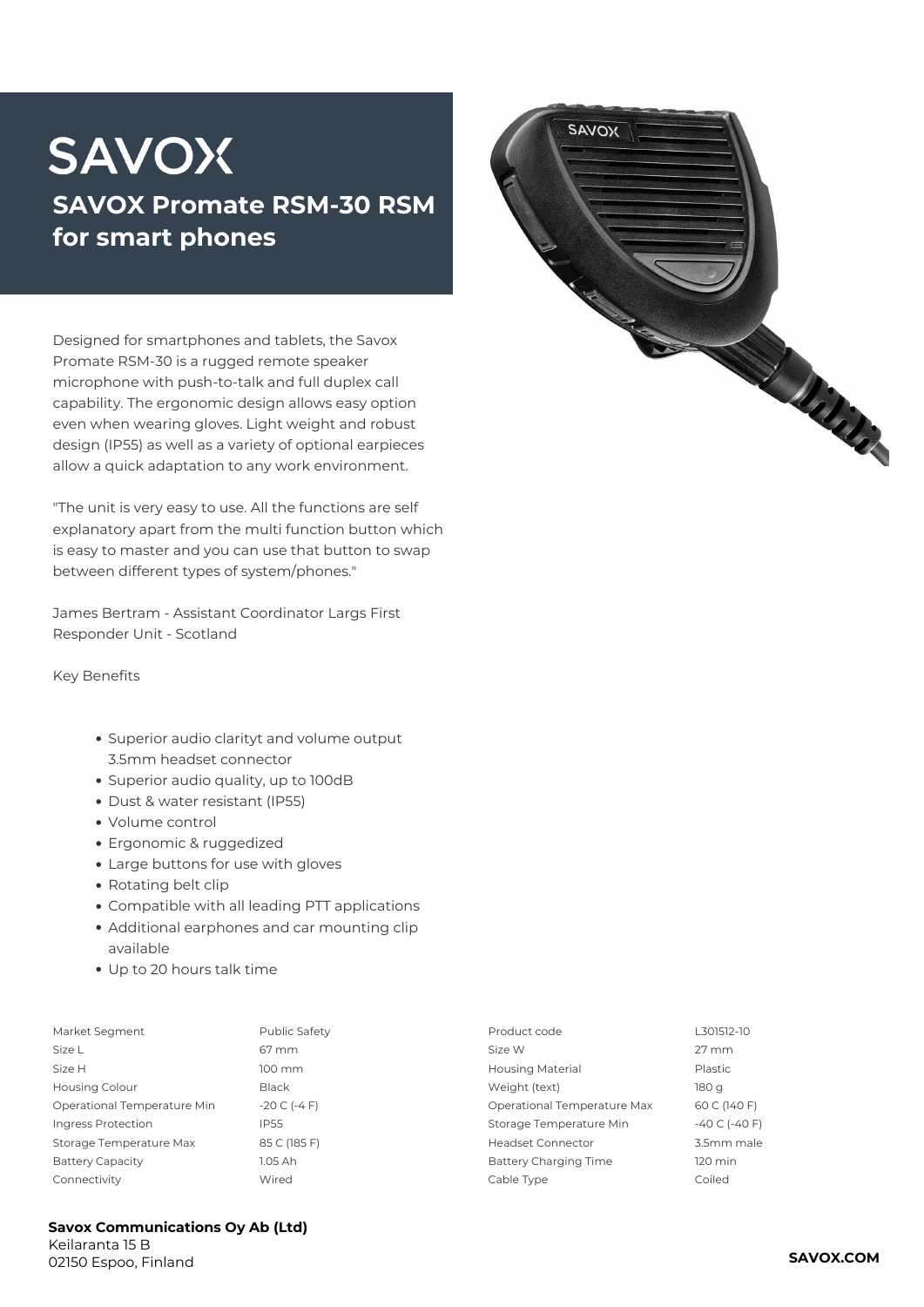# SAVOX

## SAVOX Promate RSM-30 RSM for smart phones

Designed for smartphones and tablets, the Savox Promate RSM-30 is a rugged remote speaker microphone with push-to-talk and full duplex call capability. The ergonomic design allows easy option even when wearing gloves. Light weight and robust design (IP55) as well as a variety of optional earpieces allow a quick adaptation to any work environment.

"The unit is very easy to use. All the functions are self explanatory apart from the multi function button which is easy to master and you can use that button to swap between different types of system/phones."

James Bertram - Assistant Coordinator Largs First Responder Unit - Scotland

Key Benefits

- Superior audio clarityt and volume output 3.5mm headset connector
- Superior audio quality, up to 100dB
- Dust & water resistant (IP55)
- Volume control
- Ergonomic & ruggedized
- Large buttons for use with gloves
- Rotating belt clip
- Compatible with all leading PTT applications
- Additional earphones and car mounting clip available
- Up to 20 hours talk time

| | | | |
|---|---|---|---|
| Market Segment | Public Safety | Product code | L301512-10 |
| Size L | 67 mm | Size W | 27 mm |
| Size H | 100 mm | Housing Material | Plastic |
| Housing Colour | Black | Weight (text) | 180 g |
| Operational Temperature Min | -20 C (-4 F) | Operational Temperature Max | 60 C (140 F) |
| Ingress Protection | IP55 | Storage Temperature Min | -40 C (-40 F) |
| Storage Temperature Max | 85 C (185 F) | Headset Connector | 3.5mm male |
| Battery Capacity | 1.05 Ah | Battery Charging Time | 120 min |
| Connectivity | Wired | Cable Type | Coiled |

**Savox Communications Oy Ab (Ltd)**
Keilaranta 15 B
02150 Espoo, Finland

**SAVOX.COM**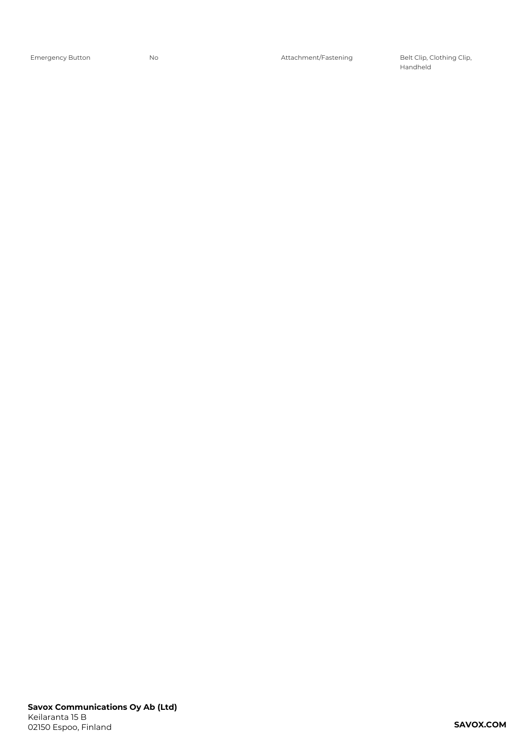| | | | |
|---|---|---|---|
| Emergency Button | No | Attachment/Fastening | Belt Clip, Clothing Clip, Handheld |

**Savox Communications Oy Ab (Ltd)**
Keilaranta 15 B
02150 Espoo, Finland

**SAVOX.COM**